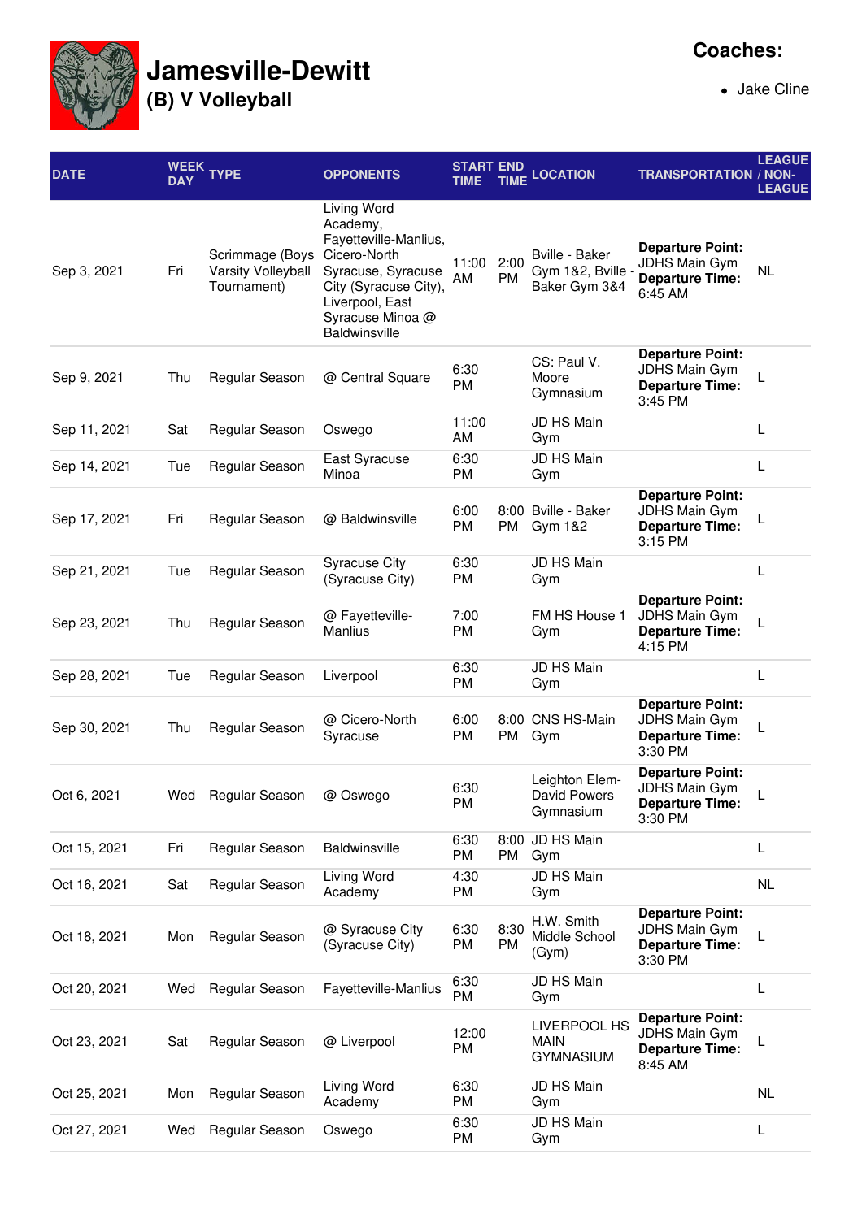# Jamesville-Dewitt

## (B) V Volleyball

**Coaches:**

- Jake Cline

| DATE | WEEK DAY | TYPE | OPPONENTS | START TIME | END TIME | LOCATION | TRANSPORTATION | LEAGUE / NON-LEAGUE |
|---|---|---|---|---|---|---|---|---|
| Sep 3, 2021 | Fri | Scrimmage (Boys Varsity Volleyball Tournament) | Living Word Academy, Fayetteville-Manlius, Cicero-North Syracuse, Syracuse City (Syracuse City), Liverpool, East Syracuse Minoa @ Baldwinsville | 11:00 AM | 2:00 PM | Bville - Baker Gym 1&2, Bville - Baker Gym 3&4 | **Departure Point:** JDHS Main Gym **Departure Time:** 6:45 AM | NL |
| Sep 9, 2021 | Thu | Regular Season | @ Central Square | 6:30 PM | | CS: Paul V. Moore Gymnasium | **Departure Point:** JDHS Main Gym **Departure Time:** 3:45 PM | L |
| Sep 11, 2021 | Sat | Regular Season | Oswego | 11:00 AM | | JD HS Main Gym | | L |
| Sep 14, 2021 | Tue | Regular Season | East Syracuse Minoa | 6:30 PM | | JD HS Main Gym | | L |
| Sep 17, 2021 | Fri | Regular Season | @ Baldwinsville | 6:00 PM | 8:00 PM | Bville - Baker Gym 1&2 | **Departure Point:** JDHS Main Gym **Departure Time:** 3:15 PM | L |
| Sep 21, 2021 | Tue | Regular Season | Syracuse City (Syracuse City) | 6:30 PM | | JD HS Main Gym | | L |
| Sep 23, 2021 | Thu | Regular Season | @ Fayetteville-Manlius | 7:00 PM | | FM HS House 1 Gym | **Departure Point:** JDHS Main Gym **Departure Time:** 4:15 PM | L |
| Sep 28, 2021 | Tue | Regular Season | Liverpool | 6:30 PM | | JD HS Main Gym | | L |
| Sep 30, 2021 | Thu | Regular Season | @ Cicero-North Syracuse | 6:00 PM | 8:00 PM | CNS HS-Main Gym | **Departure Point:** JDHS Main Gym **Departure Time:** 3:30 PM | L |
| Oct 6, 2021 | Wed | Regular Season | @ Oswego | 6:30 PM | | Leighton Elem-David Powers Gymnasium | **Departure Point:** JDHS Main Gym **Departure Time:** 3:30 PM | L |
| Oct 15, 2021 | Fri | Regular Season | Baldwinsville | 6:30 PM | 8:00 PM | JD HS Main Gym | | L |
| Oct 16, 2021 | Sat | Regular Season | Living Word Academy | 4:30 PM | | JD HS Main Gym | | NL |
| Oct 18, 2021 | Mon | Regular Season | @ Syracuse City (Syracuse City) | 6:30 PM | 8:30 PM | H.W. Smith Middle School (Gym) | **Departure Point:** JDHS Main Gym **Departure Time:** 3:30 PM | L |
| Oct 20, 2021 | Wed | Regular Season | Fayetteville-Manlius | 6:30 PM | | JD HS Main Gym | | L |
| Oct 23, 2021 | Sat | Regular Season | @ Liverpool | 12:00 PM | | LIVERPOOL HS MAIN GYMNASIUM | **Departure Point:** JDHS Main Gym **Departure Time:** 8:45 AM | L |
| Oct 25, 2021 | Mon | Regular Season | Living Word Academy | 6:30 PM | | JD HS Main Gym | | NL |
| Oct 27, 2021 | Wed | Regular Season | Oswego | 6:30 PM | | JD HS Main Gym | | L |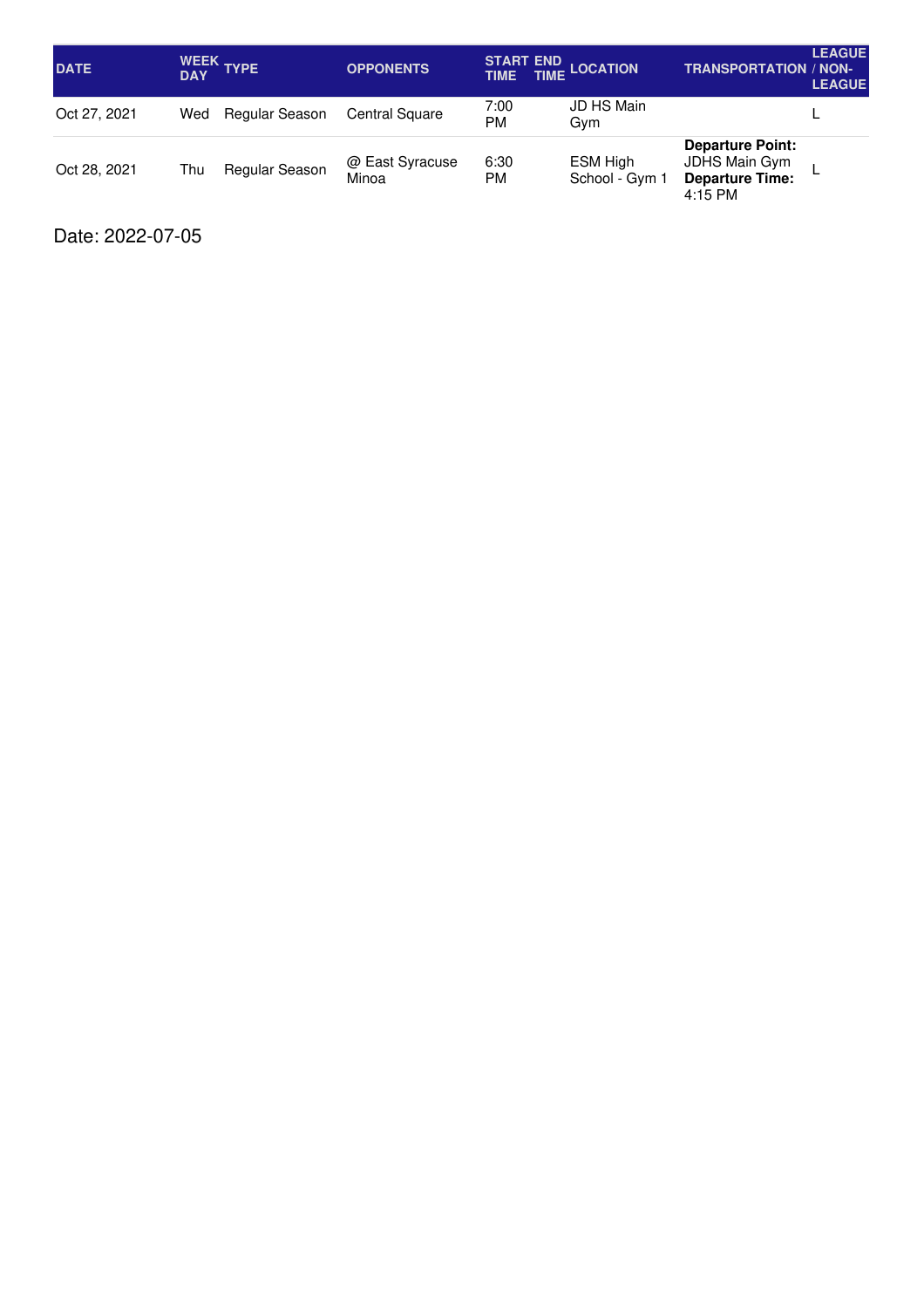| DATE | WEEK DAY | TYPE | OPPONENTS | START TIME | END TIME | LOCATION | TRANSPORTATION | LEAGUE / NON-LEAGUE |
|---|---|---|---|---|---|---|---|---|
| Oct 27, 2021 | Wed | Regular Season | Central Square | 7:00 PM | | JD HS Main Gym | | L |
| Oct 28, 2021 | Thu | Regular Season | @ East Syracuse Minoa | 6:30 PM | | ESM High School - Gym 1 | **Departure Point:** JDHS Main Gym **Departure Time:** 4:15 PM | L |

Date: 2022-07-05